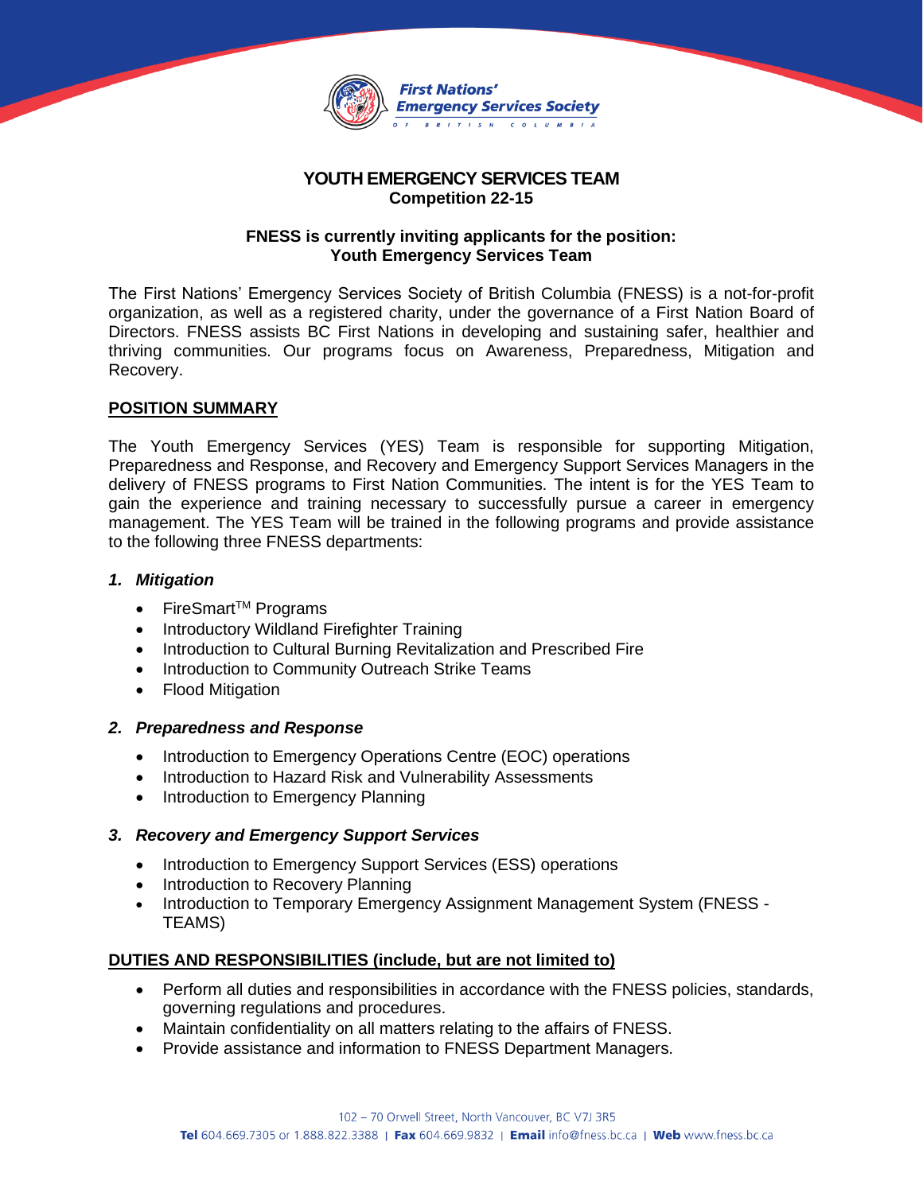# YOUTH EMERGENCY SERVICES TEAM
**Competition 22-15**

**FNESS is currently inviting applicants for the position:**
**Youth Emergency Services Team**

The First Nations' Emergency Services Society of British Columbia (FNESS) is a not-for-profit organization, as well as a registered charity, under the governance of a First Nation Board of Directors. FNESS assists BC First Nations in developing and sustaining safer, healthier and thriving communities. Our programs focus on Awareness, Preparedness, Mitigation and Recovery.

## POSITION SUMMARY

The Youth Emergency Services (YES) Team is responsible for supporting Mitigation, Preparedness and Response, and Recovery and Emergency Support Services Managers in the delivery of FNESS programs to First Nation Communities. The intent is for the YES Team to gain the experience and training necessary to successfully pursue a career in emergency management. The YES Team will be trained in the following programs and provide assistance to the following three FNESS departments:

### 1. *Mitigation*

- FireSmart™ Programs
- Introductory Wildland Firefighter Training
- Introduction to Cultural Burning Revitalization and Prescribed Fire
- Introduction to Community Outreach Strike Teams
- Flood Mitigation

### 2. *Preparedness and Response*

- Introduction to Emergency Operations Centre (EOC) operations
- Introduction to Hazard Risk and Vulnerability Assessments
- Introduction to Emergency Planning

### 3. *Recovery and Emergency Support Services*

- Introduction to Emergency Support Services (ESS) operations
- Introduction to Recovery Planning
- Introduction to Temporary Emergency Assignment Management System (FNESS - TEAMS)

## DUTIES AND RESPONSIBILITIES (include, but are not limited to)

- Perform all duties and responsibilities in accordance with the FNESS policies, standards, governing regulations and procedures.
- Maintain confidentiality on all matters relating to the affairs of FNESS.
- Provide assistance and information to FNESS Department Managers.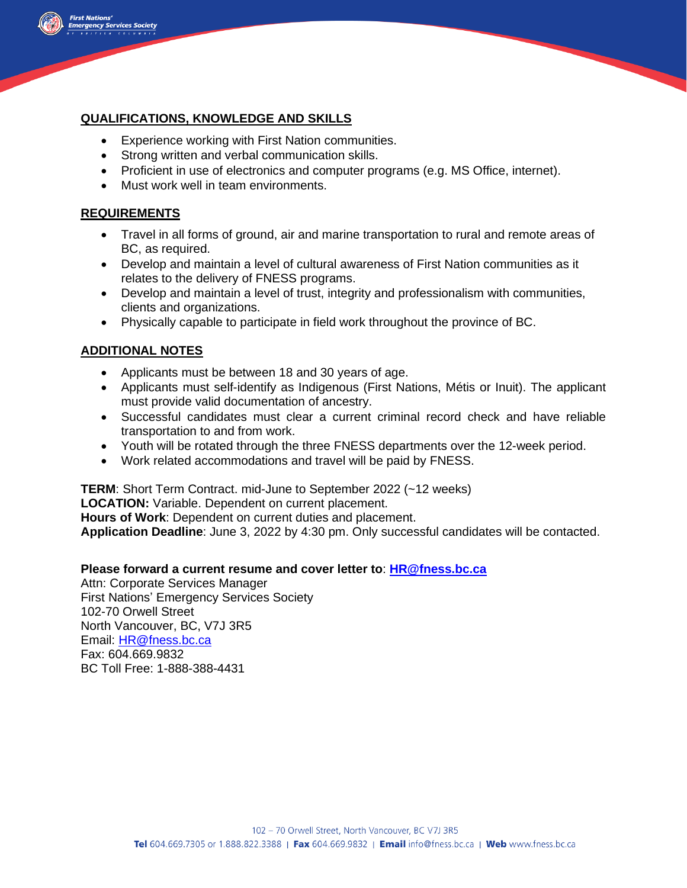## QUALIFICATIONS, KNOWLEDGE AND SKILLS

- Experience working with First Nation communities.
- Strong written and verbal communication skills.
- Proficient in use of electronics and computer programs (e.g. MS Office, internet).
- Must work well in team environments.

## REQUIREMENTS

- Travel in all forms of ground, air and marine transportation to rural and remote areas of BC, as required.
- Develop and maintain a level of cultural awareness of First Nation communities as it relates to the delivery of FNESS programs.
- Develop and maintain a level of trust, integrity and professionalism with communities, clients and organizations.
- Physically capable to participate in field work throughout the province of BC.

## ADDITIONAL NOTES

- Applicants must be between 18 and 30 years of age.
- Applicants must self-identify as Indigenous (First Nations, Métis or Inuit). The applicant must provide valid documentation of ancestry.
- Successful candidates must clear a current criminal record check and have reliable transportation to and from work.
- Youth will be rotated through the three FNESS departments over the 12-week period.
- Work related accommodations and travel will be paid by FNESS.

**TERM**: Short Term Contract. mid-June to September 2022 (~12 weeks)
**LOCATION:** Variable. Dependent on current placement.
**Hours of Work**: Dependent on current duties and placement.
**Application Deadline**: June 3, 2022 by 4:30 pm. Only successful candidates will be contacted.

**Please forward a current resume and cover letter to**: **HR@fness.bc.ca**
Attn: Corporate Services Manager
First Nations' Emergency Services Society
102-70 Orwell Street
North Vancouver, BC, V7J 3R5
Email: HR@fness.bc.ca
Fax: 604.669.9832
BC Toll Free: 1-888-388-4431